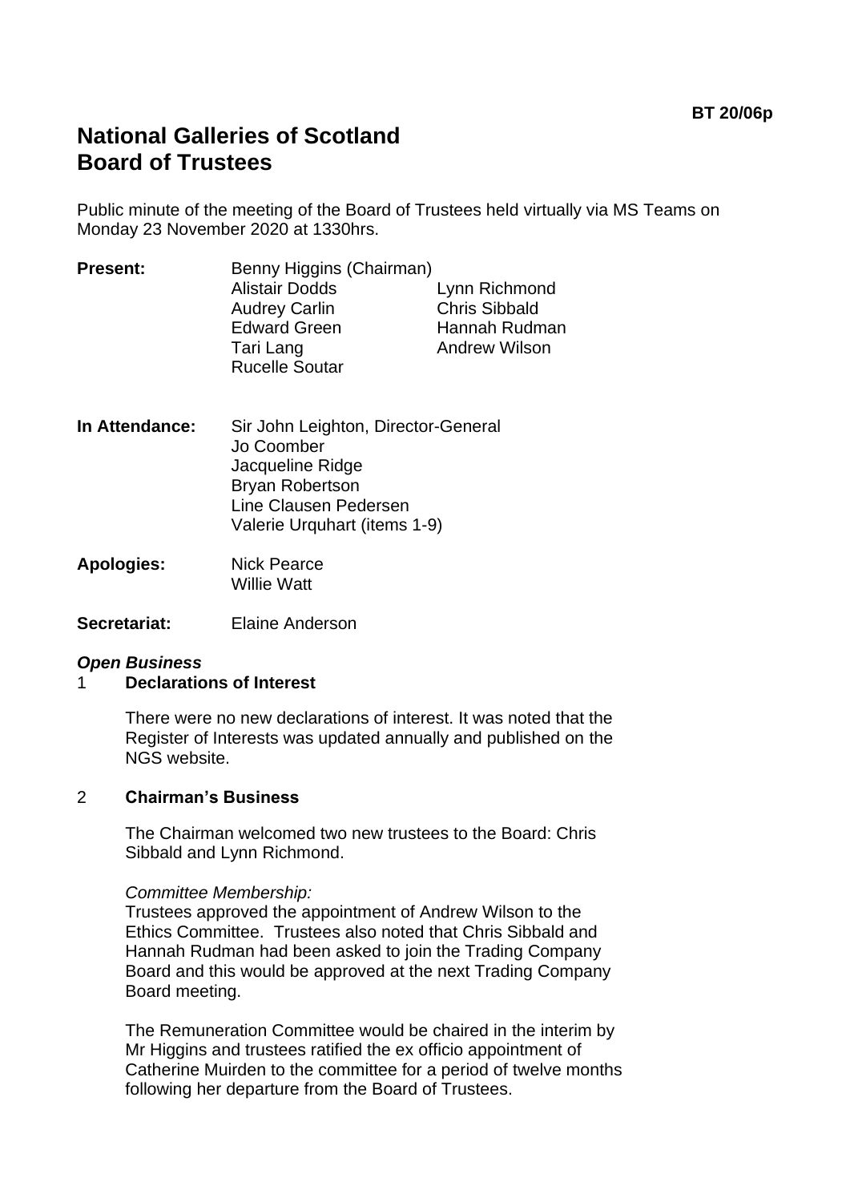**BT 20/06p**

# National Galleries of Scotland
# Board of Trustees

Public minute of the meeting of the Board of Trustees held virtually via MS Teams on Monday 23 November 2020 at 1330hrs.

**Present:**
Benny Higgins (Chairman)
Alistair Dodds
Audrey Carlin
Edward Green
Tari Lang
Rucelle Soutar
Lynn Richmond
Chris Sibbald
Hannah Rudman
Andrew Wilson

**In Attendance:**
Sir John Leighton, Director-General
Jo Coomber
Jacqueline Ridge
Bryan Robertson
Line Clausen Pedersen
Valerie Urquhart (items 1-9)

**Apologies:**
Nick Pearce
Willie Watt

**Secretariat:** Elaine Anderson

***Open Business***

1 **Declarations of Interest**

There were no new declarations of interest. It was noted that the Register of Interests was updated annually and published on the NGS website.

2 **Chairman's Business**

The Chairman welcomed two new trustees to the Board: Chris Sibbald and Lynn Richmond.

*Committee Membership:*
Trustees approved the appointment of Andrew Wilson to the Ethics Committee. Trustees also noted that Chris Sibbald and Hannah Rudman had been asked to join the Trading Company Board and this would be approved at the next Trading Company Board meeting.

The Remuneration Committee would be chaired in the interim by Mr Higgins and trustees ratified the ex officio appointment of Catherine Muirden to the committee for a period of twelve months following her departure from the Board of Trustees.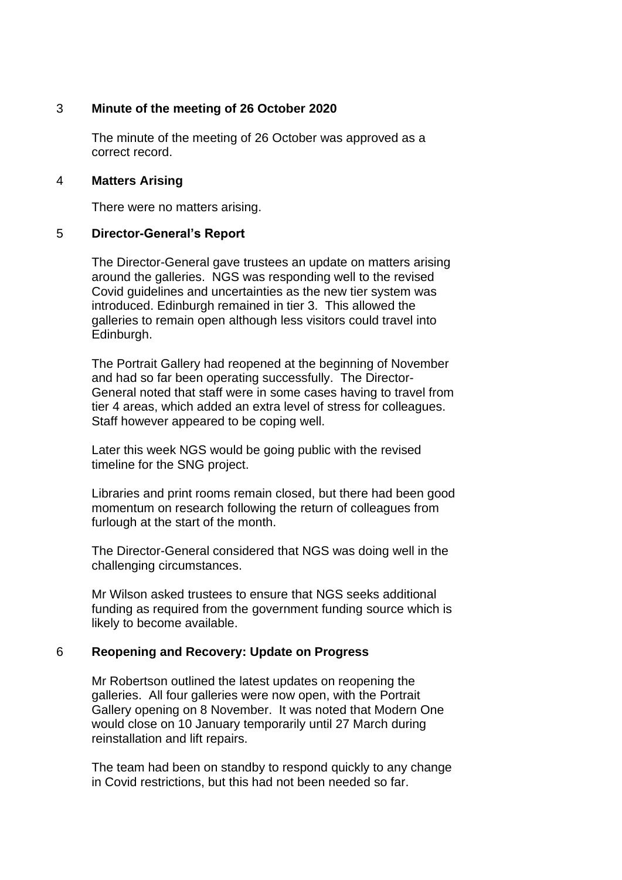## 3 Minute of the meeting of 26 October 2020

The minute of the meeting of 26 October was approved as a correct record.

## 4 Matters Arising

There were no matters arising.

## 5 Director-General's Report

The Director-General gave trustees an update on matters arising around the galleries. NGS was responding well to the revised Covid guidelines and uncertainties as the new tier system was introduced. Edinburgh remained in tier 3. This allowed the galleries to remain open although less visitors could travel into Edinburgh.

The Portrait Gallery had reopened at the beginning of November and had so far been operating successfully. The Director-General noted that staff were in some cases having to travel from tier 4 areas, which added an extra level of stress for colleagues. Staff however appeared to be coping well.

Later this week NGS would be going public with the revised timeline for the SNG project.

Libraries and print rooms remain closed, but there had been good momentum on research following the return of colleagues from furlough at the start of the month.

The Director-General considered that NGS was doing well in the challenging circumstances.

Mr Wilson asked trustees to ensure that NGS seeks additional funding as required from the government funding source which is likely to become available.

## 6 Reopening and Recovery: Update on Progress

Mr Robertson outlined the latest updates on reopening the galleries. All four galleries were now open, with the Portrait Gallery opening on 8 November. It was noted that Modern One would close on 10 January temporarily until 27 March during reinstallation and lift repairs.

The team had been on standby to respond quickly to any change in Covid restrictions, but this had not been needed so far.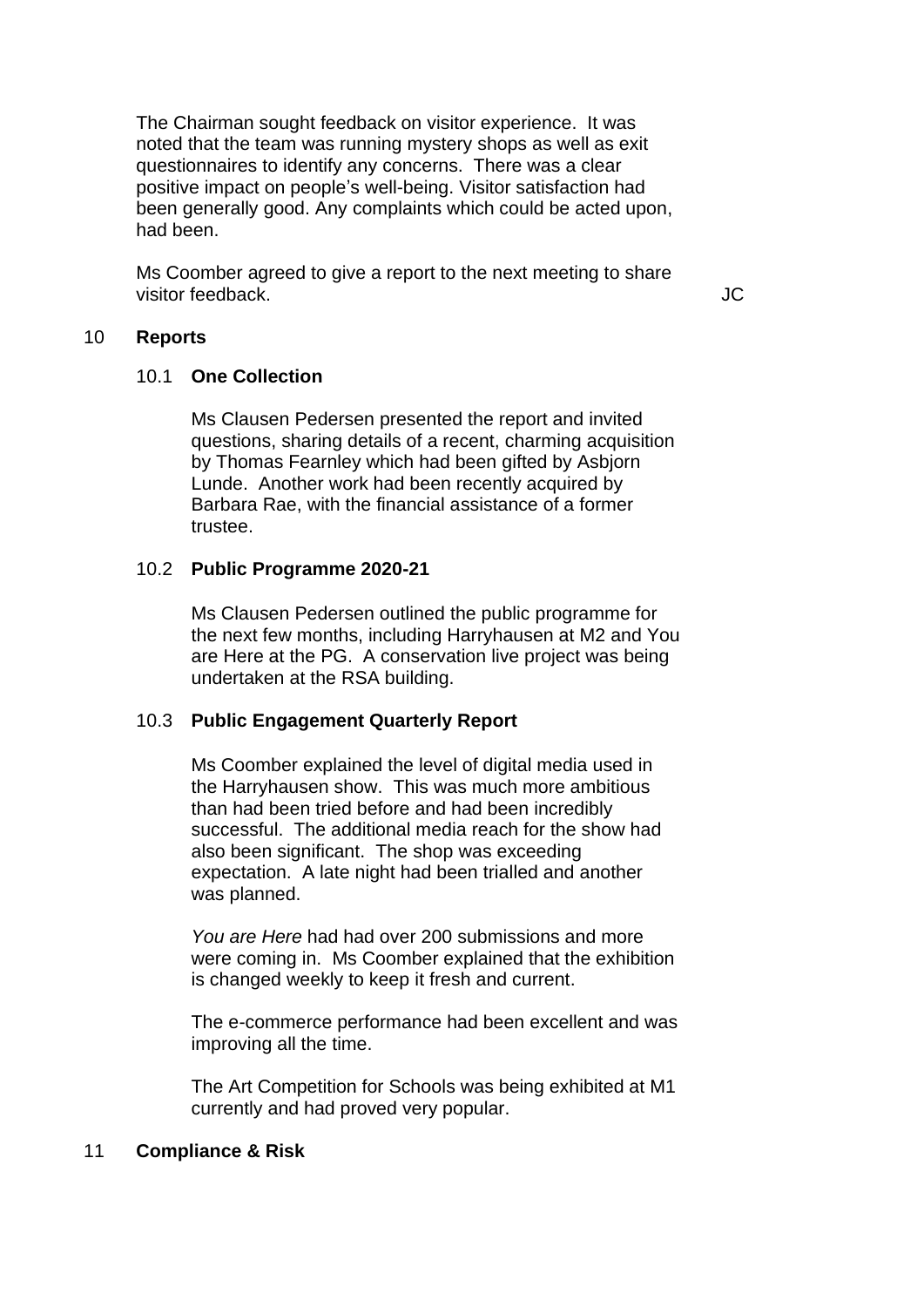The Chairman sought feedback on visitor experience. It was noted that the team was running mystery shops as well as exit questionnaires to identify any concerns. There was a clear positive impact on people's well-being. Visitor satisfaction had been generally good. Any complaints which could be acted upon, had been.

Ms Coomber agreed to give a report to the next meeting to share visitor feedback. **JC**

## 10 Reports

### 10.1 One Collection

Ms Clausen Pedersen presented the report and invited questions, sharing details of a recent, charming acquisition by Thomas Fearnley which had been gifted by Asbjorn Lunde. Another work had been recently acquired by Barbara Rae, with the financial assistance of a former trustee.

### 10.2 Public Programme 2020-21

Ms Clausen Pedersen outlined the public programme for the next few months, including Harryhausen at M2 and You are Here at the PG. A conservation live project was being undertaken at the RSA building.

### 10.3 Public Engagement Quarterly Report

Ms Coomber explained the level of digital media used in the Harryhausen show. This was much more ambitious than had been tried before and had been incredibly successful. The additional media reach for the show had also been significant. The shop was exceeding expectation. A late night had been trialled and another was planned.

*You are Here* had had over 200 submissions and more were coming in. Ms Coomber explained that the exhibition is changed weekly to keep it fresh and current.

The e-commerce performance had been excellent and was improving all the time.

The Art Competition for Schools was being exhibited at M1 currently and had proved very popular.

## 11 Compliance & Risk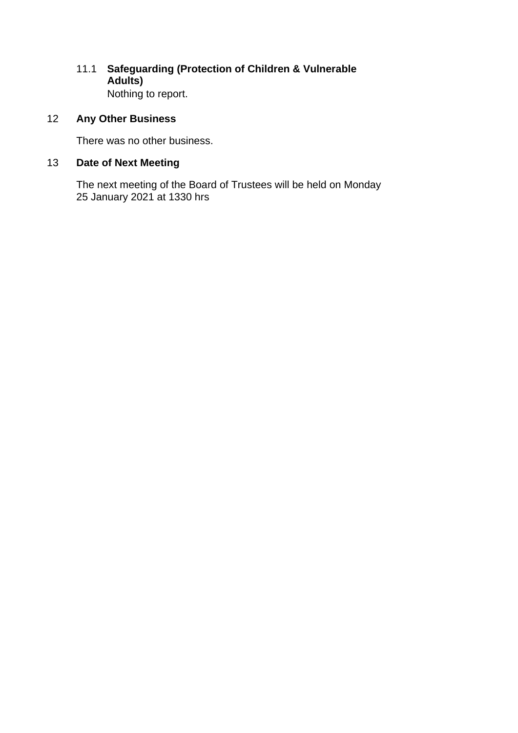11.1 **Safeguarding (Protection of Children & Vulnerable Adults)**

Nothing to report.

12 **Any Other Business**

There was no other business.

13 **Date of Next Meeting**

The next meeting of the Board of Trustees will be held on Monday 25 January 2021 at 1330 hrs